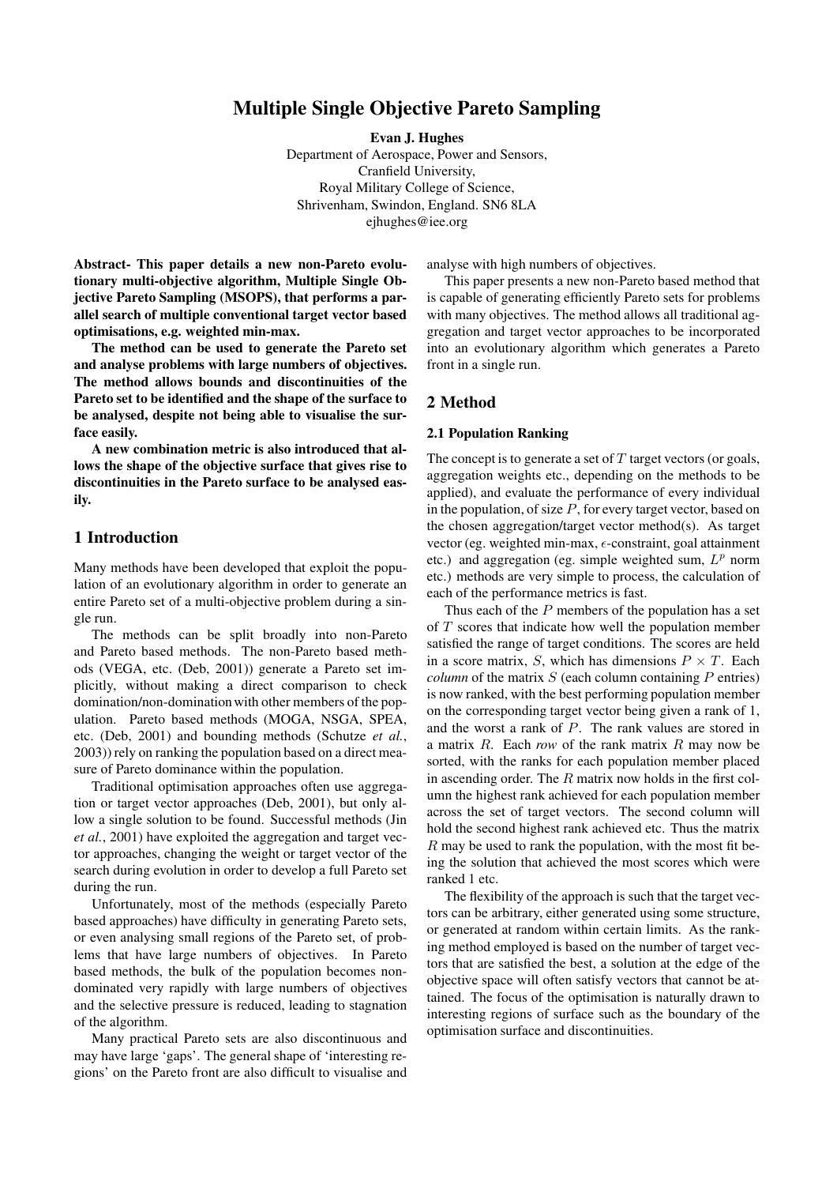# Multiple Single Objective Pareto Sampling

**Evan J. Hughes**

Department of Aerospace, Power and Sensors,
Cranfield University,
Royal Military College of Science,
Shrivenham, Swindon, England. SN6 8LA
ejhughes@iee.org

**Abstract- This paper details a new non-Pareto evolutionary multi-objective algorithm, Multiple Single Objective Pareto Sampling (MSOPS), that performs a parallel search of multiple conventional target vector based optimisations, e.g. weighted min-max.**

**The method can be used to generate the Pareto set and analyse problems with large numbers of objectives. The method allows bounds and discontinuities of the Pareto set to be identified and the shape of the surface to be analysed, despite not being able to visualise the surface easily.**

**A new combination metric is also introduced that allows the shape of the objective surface that gives rise to discontinuities in the Pareto surface to be analysed easily.**

## 1 Introduction

Many methods have been developed that exploit the population of an evolutionary algorithm in order to generate an entire Pareto set of a multi-objective problem during a single run.

The methods can be split broadly into non-Pareto and Pareto based methods. The non-Pareto based methods (VEGA, etc. (Deb, 2001)) generate a Pareto set implicitly, without making a direct comparison to check domination/non-domination with other members of the population. Pareto based methods (MOGA, NSGA, SPEA, etc. (Deb, 2001) and bounding methods (Schutze *et al.*, 2003)) rely on ranking the population based on a direct measure of Pareto dominance within the population.

Traditional optimisation approaches often use aggregation or target vector approaches (Deb, 2001), but only allow a single solution to be found. Successful methods (Jin *et al.*, 2001) have exploited the aggregation and target vector approaches, changing the weight or target vector of the search during evolution in order to develop a full Pareto set during the run.

Unfortunately, most of the methods (especially Pareto based approaches) have difficulty in generating Pareto sets, or even analysing small regions of the Pareto set, of problems that have large numbers of objectives. In Pareto based methods, the bulk of the population becomes non-dominated very rapidly with large numbers of objectives and the selective pressure is reduced, leading to stagnation of the algorithm.

Many practical Pareto sets are also discontinuous and may have large 'gaps'. The general shape of 'interesting regions' on the Pareto front are also difficult to visualise and analyse with high numbers of objectives.

This paper presents a new non-Pareto based method that is capable of generating efficiently Pareto sets for problems with many objectives. The method allows all traditional aggregation and target vector approaches to be incorporated into an evolutionary algorithm which generates a Pareto front in a single run.

## 2 Method

### 2.1 Population Ranking

The concept is to generate a set of $T$ target vectors (or goals, aggregation weights etc., depending on the methods to be applied), and evaluate the performance of every individual in the population, of size $P$, for every target vector, based on the chosen aggregation/target vector method(s). As target vector (eg. weighted min-max, $\epsilon$-constraint, goal attainment etc.) and aggregation (eg. simple weighted sum, $L^p$ norm etc.) methods are very simple to process, the calculation of each of the performance metrics is fast.

Thus each of the $P$ members of the population has a set of $T$ scores that indicate how well the population member satisfied the range of target conditions. The scores are held in a score matrix, $S$, which has dimensions $P \times T$. Each *column* of the matrix $S$ (each column containing $P$ entries) is now ranked, with the best performing population member on the corresponding target vector being given a rank of 1, and the worst a rank of $P$. The rank values are stored in a matrix $R$. Each *row* of the rank matrix $R$ may now be sorted, with the ranks for each population member placed in ascending order. The $R$ matrix now holds in the first column the highest rank achieved for each population member across the set of target vectors. The second column will hold the second highest rank achieved etc. Thus the matrix $R$ may be used to rank the population, with the most fit being the solution that achieved the most scores which were ranked 1 etc.

The flexibility of the approach is such that the target vectors can be arbitrary, either generated using some structure, or generated at random within certain limits. As the ranking method employed is based on the number of target vectors that are satisfied the best, a solution at the edge of the objective space will often satisfy vectors that cannot be attained. The focus of the optimisation is naturally drawn to interesting regions of surface such as the boundary of the optimisation surface and discontinuities.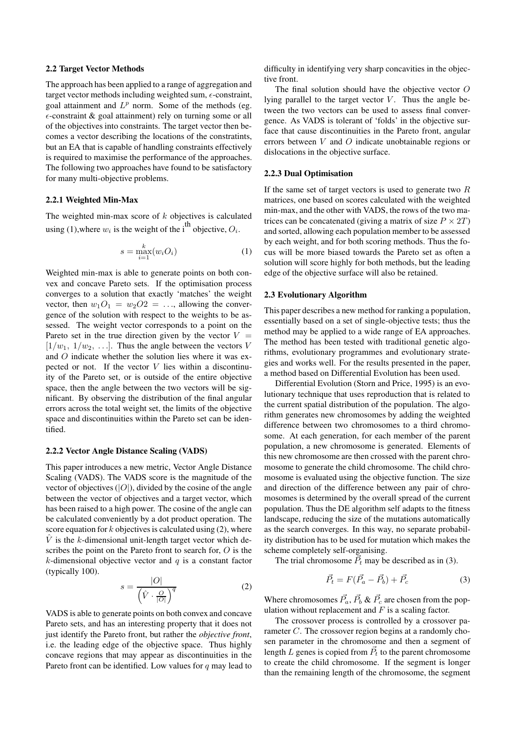### 2.2 Target Vector Methods

The approach has been applied to a range of aggregation and target vector methods including weighted sum, $\epsilon$-constraint, goal attainment and $L^p$ norm. Some of the methods (eg. $\epsilon$-constraint & goal attainment) rely on turning some or all of the objectives into constraints. The target vector then becomes a vector describing the locations of the constratints, but an EA that is capable of handling constraints effectively is required to maximise the performance of the approaches. The following two approaches have found to be satisfactory for many multi-objective problems.

#### 2.2.1 Weighted Min-Max

The weighted min-max score of $k$ objectives is calculated using (1),where $w_i$ is the weight of the $\mathrm{i}^{\mathrm{th}}$ objective, $O_i$.

$$s = \max_{i=1}^{k}(w_i O_i) \tag{1}$$

Weighted min-max is able to generate points on both convex and concave Pareto sets. If the optimisation process converges to a solution that exactly 'matches' the weight vector, then $w_1 O_1 = w_2 O2 = \ldots$, allowing the convergence of the solution with respect to the weights to be assessed. The weight vector corresponds to a point on the Pareto set in the true direction given by the vector $V = [1/w_1,\ 1/w_2,\ \ldots]$. Thus the angle between the vectors $V$ and $O$ indicate whether the solution lies where it was expected or not. If the vector $V$ lies within a discontinuity of the Pareto set, or is outside of the entire objective space, then the angle between the two vectors will be significant. By observing the distribution of the final angular errors across the total weight set, the limits of the objective space and discontinuities within the Pareto set can be identified.

#### 2.2.2 Vector Angle Distance Scaling (VADS)

This paper introduces a new metric, Vector Angle Distance Scaling (VADS). The VADS score is the magnitude of the vector of objectives ($|O|$), divided by the cosine of the angle between the vector of objectives and a target vector, which has been raised to a high power. The cosine of the angle can be calculated conveniently by a dot product operation. The score equation for $k$ objectives is calculated using (2), where $\hat{V}$ is the $k$-dimensional unit-length target vector which describes the point on the Pareto front to search for, $O$ is the $k$-dimensional objective vector and $q$ is a constant factor (typically 100).

$$s = \frac{|O|}{\left(\hat{V} \cdot \frac{O}{|O|}\right)^q} \tag{2}$$

VADS is able to generate points on both convex and concave Pareto sets, and has an interesting property that it does not just identify the Pareto front, but rather the *objective front*, i.e. the leading edge of the objective space. Thus highly concave regions that may appear as discontinuities in the Pareto front can be identified. Low values for $q$ may lead to difficulty in identifying very sharp concavities in the objective front.

The final solution should have the objective vector $O$ lying parallel to the target vector $V$. Thus the angle between the two vectors can be used to assess final convergence. As VADS is tolerant of 'folds' in the objective surface that cause discontinuities in the Pareto front, angular errors between $V$ and $O$ indicate unobtainable regions or dislocations in the objective surface.

#### 2.2.3 Dual Optimisation

If the same set of target vectors is used to generate two $R$ matrices, one based on scores calculated with the weighted min-max, and the other with VADS, the rows of the two matrices can be concatenated (giving a matrix of size $P \times 2T$) and sorted, allowing each population member to be assessed by each weight, and for both scoring methods. Thus the focus will be more biased towards the Pareto set as often a solution will score highly for both methods, but the leading edge of the objective surface will also be retained.

### 2.3 Evolutionary Algorithm

This paper describes a new method for ranking a population, essentially based on a set of single-objective tests; thus the method may be applied to a wide range of EA approaches. The method has been tested with traditional genetic algorithms, evolutionary programmes and evolutionary strategies and works well. For the results presented in the paper, a method based on Differential Evolution has been used.

Differential Evolution (Storn and Price, 1995) is an evolutionary technique that uses reproduction that is related to the current spatial distribution of the population. The algorithm generates new chromosomes by adding the weighted difference between two chromosomes to a third chromosome. At each generation, for each member of the parent population, a new chromosome is generated. Elements of this new chromosome are then crossed with the parent chromosome to generate the child chromosome. The child chromosome is evaluated using the objective function. The size and direction of the difference between any pair of chromosomes is determined by the overall spread of the current population. Thus the DE algorithm self adapts to the fitness landscape, reducing the size of the mutations automatically as the search converges. In this way, no separate probability distribution has to be used for mutation which makes the scheme completely self-organising.

The trial chromosome $\vec{P}_t$ may be described as in (3).

$$\vec{P}_t = F(\vec{P}_a - \vec{P}_b) + \vec{P}_c \tag{3}$$

Where chromosomes $\vec{P}_a$, $\vec{P}_b$ & $\vec{P}_c$ are chosen from the population without replacement and $F$ is a scaling factor.

The crossover process is controlled by a crossover parameter $C$. The crossover region begins at a randomly chosen parameter in the chromosome and then a segment of length $L$ genes is copied from $\vec{P}_t$ to the parent chromosome to create the child chromosome. If the segment is longer than the remaining length of the chromosome, the segment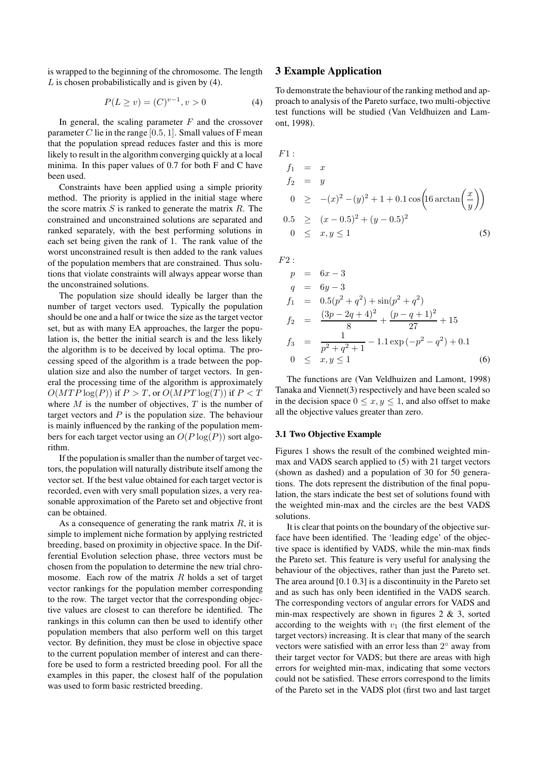is wrapped to the beginning of the chromosome. The length $L$ is chosen probabilistically and is given by (4).

$$P(L \geq v) = (C)^{v-1}, v > 0 \tag{4}$$

In general, the scaling parameter $F$ and the crossover parameter $C$ lie in the range $[0.5, 1]$. Small values of F mean that the population spread reduces faster and this is more likely to result in the algorithm converging quickly at a local minima. In this paper values of 0.7 for both F and C have been used.

Constraints have been applied using a simple priority method. The priority is applied in the initial stage where the score matrix $S$ is ranked to generate the matrix $R$. The constrained and unconstrained solutions are separated and ranked separately, with the best performing solutions in each set being given the rank of 1. The rank value of the worst unconstrained result is then added to the rank values of the population members that are constrained. Thus solutions that violate constraints will always appear worse than the unconstrained solutions.

The population size should ideally be larger than the number of target vectors used. Typically the population should be one and a half or twice the size as the target vector set, but as with many EA approaches, the larger the population is, the better the initial search is and the less likely the algorithm is to be deceived by local optima. The processing speed of the algorithm is a trade between the population size and also the number of target vectors. In general the processing time of the algorithm is approximately $O(MTP\log(P))$ if $P > T$, or $O(MPT\log(T))$ if $P < T$ where $M$ is the number of objectives, $T$ is the number of target vectors and $P$ is the population size. The behaviour is mainly influenced by the ranking of the population members for each target vector using an $O(P\log(P))$ sort algorithm.

If the population is smaller than the number of target vectors, the population will naturally distribute itself among the vector set. If the best value obtained for each target vector is recorded, even with very small population sizes, a very reasonable approximation of the Pareto set and objective front can be obtained.

As a consequence of generating the rank matrix $R$, it is simple to implement niche formation by applying restricted breeding, based on proximity in objective space. In the Differential Evolution selection phase, three vectors must be chosen from the population to determine the new trial chromosome. Each row of the matrix $R$ holds a set of target vector rankings for the population member corresponding to the row. The target vector that the corresponding objective values are closest to can therefore be identified. The rankings in this column can then be used to identify other population members that also perform well on this target vector. By definition, they must be close in objective space to the current population member of interest and can therefore be used to form a restricted breeding pool. For all the examples in this paper, the closest half of the population was used to form basic restricted breeding.

## 3 Example Application

To demonstrate the behaviour of the ranking method and approach to analysis of the Pareto surface, two multi-objective test functions will be studied (Van Veldhuizen and Lamont, 1998).

$$\begin{aligned}
&F1: \\
&f_1 = x \\
&f_2 = y \\
&0 \geq -(x)^2 - (y)^2 + 1 + 0.1\cos\left(16\arctan\left(\frac{x}{y}\right)\right) \\
&0.5 \geq (x-0.5)^2 + (y-0.5)^2 \\
&0 \leq x, y \leq 1
\end{aligned} \tag{5}$$

$$\begin{aligned}
&F2: \\
&p = 6x - 3 \\
&q = 6y - 3 \\
&f_1 = 0.5(p^2+q^2) + \sin(p^2+q^2) \\
&f_2 = \frac{(3p-2q+4)^2}{8} + \frac{(p-q+1)^2}{27} + 15 \\
&f_3 = \frac{1}{p^2+q^2+1} - 1.1\exp\left(-p^2-q^2\right) + 0.1 \\
&0 \leq x, y \leq 1
\end{aligned} \tag{6}$$

The functions are (Van Veldhuizen and Lamont, 1998) Tanaka and Viennet(3) respectively and have been scaled so in the decision space $0 \leq x, y \leq 1$, and also offset to make all the objective values greater than zero.

### 3.1 Two Objective Example

Figures 1 shows the result of the combined weighted min-max and VADS search applied to (5) with 21 target vectors (shown as dashed) and a population of 30 for 50 generations. The dots represent the distribution of the final population, the stars indicate the best set of solutions found with the weighted min-max and the circles are the best VADS solutions.

It is clear that points on the boundary of the objective surface have been identified. The 'leading edge' of the objective space is identified by VADS, while the min-max finds the Pareto set. This feature is very useful for analysing the behaviour of the objectives, rather than just the Pareto set. The area around [0.1 0.3] is a discontinuity in the Pareto set and as such has only been identified in the VADS search. The corresponding vectors of angular errors for VADS and min-max respectively are shown in figures 2 & 3, sorted according to the weights with $v_1$ (the first element of the target vectors) increasing. It is clear that many of the search vectors were satisfied with an error less than $2°$ away from their target vector for VADS; but there are areas with high errors for weighted min-max, indicating that some vectors could not be satisfied. These errors correspond to the limits of the Pareto set in the VADS plot (first two and last target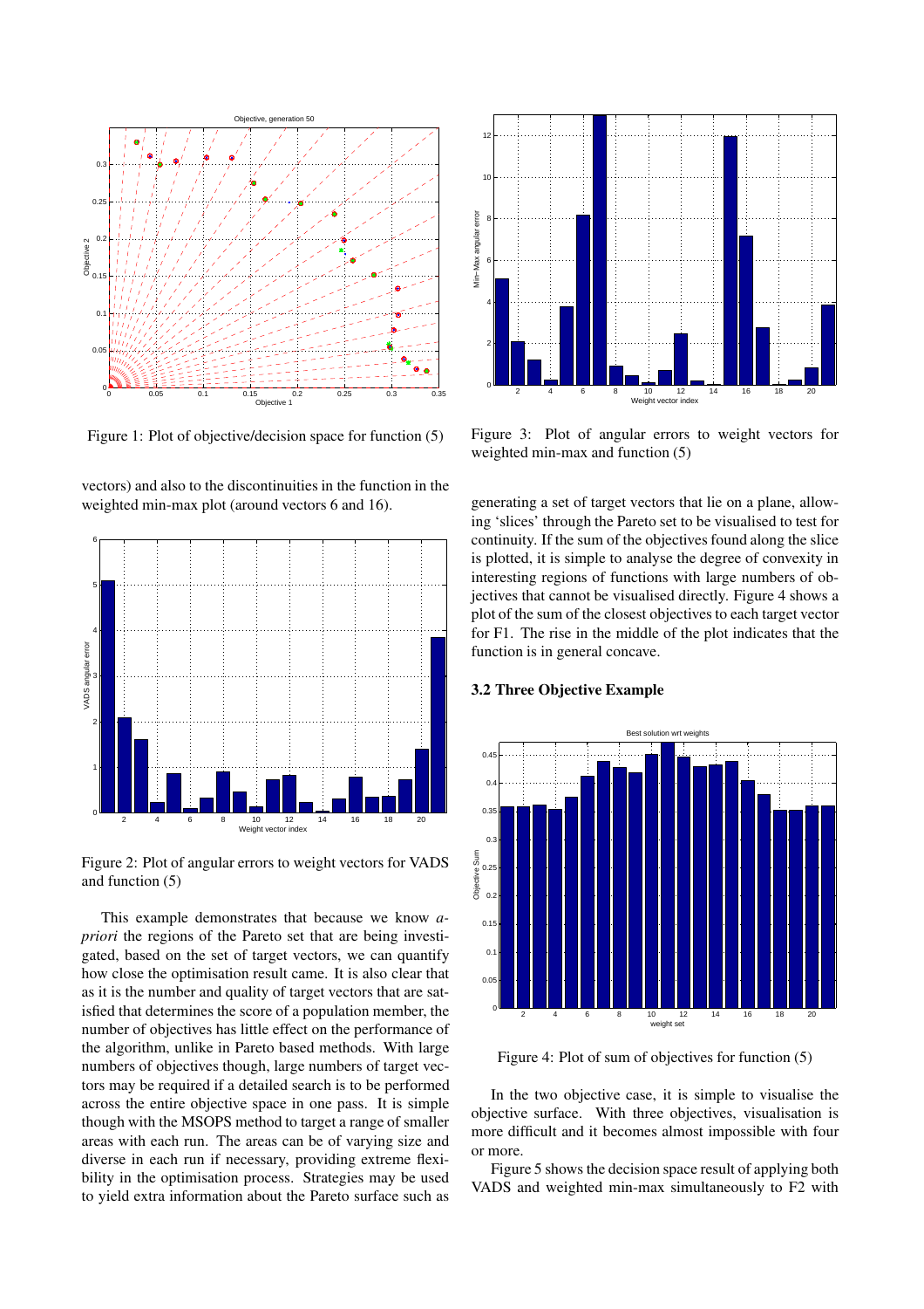Figure 1: Plot of objective/decision space for function (5)

vectors) and also to the discontinuities in the function in the weighted min-max plot (around vectors 6 and 16).

Figure 2: Plot of angular errors to weight vectors for VADS and function (5)

This example demonstrates that because we know *a-priori* the regions of the Pareto set that are being investigated, based on the set of target vectors, we can quantify how close the optimisation result came. It is also clear that as it is the number and quality of target vectors that are satisfied that determines the score of a population member, the number of objectives has little effect on the performance of the algorithm, unlike in Pareto based methods. With large numbers of objectives though, large numbers of target vectors may be required if a detailed search is to be performed across the entire objective space in one pass. It is simple though with the MSOPS method to target a range of smaller areas with each run. The areas can be of varying size and diverse in each run if necessary, providing extreme flexibility in the optimisation process. Strategies may be used to yield extra information about the Pareto surface such as generating a set of target vectors that lie on a plane, allowing 'slices' through the Pareto set to be visualised to test for continuity. If the sum of the objectives found along the slice is plotted, it is simple to analyse the degree of convexity in interesting regions of functions with large numbers of objectives that cannot be visualised directly. Figure 4 shows a plot of the sum of the closest objectives to each target vector for F1. The rise in the middle of the plot indicates that the function is in general concave.

Figure 3: Plot of angular errors to weight vectors for weighted min-max and function (5)

### 3.2 Three Objective Example

Figure 4: Plot of sum of objectives for function (5)

In the two objective case, it is simple to visualise the objective surface. With three objectives, visualisation is more difficult and it becomes almost impossible with four or more.

Figure 5 shows the decision space result of applying both VADS and weighted min-max simultaneously to F2 with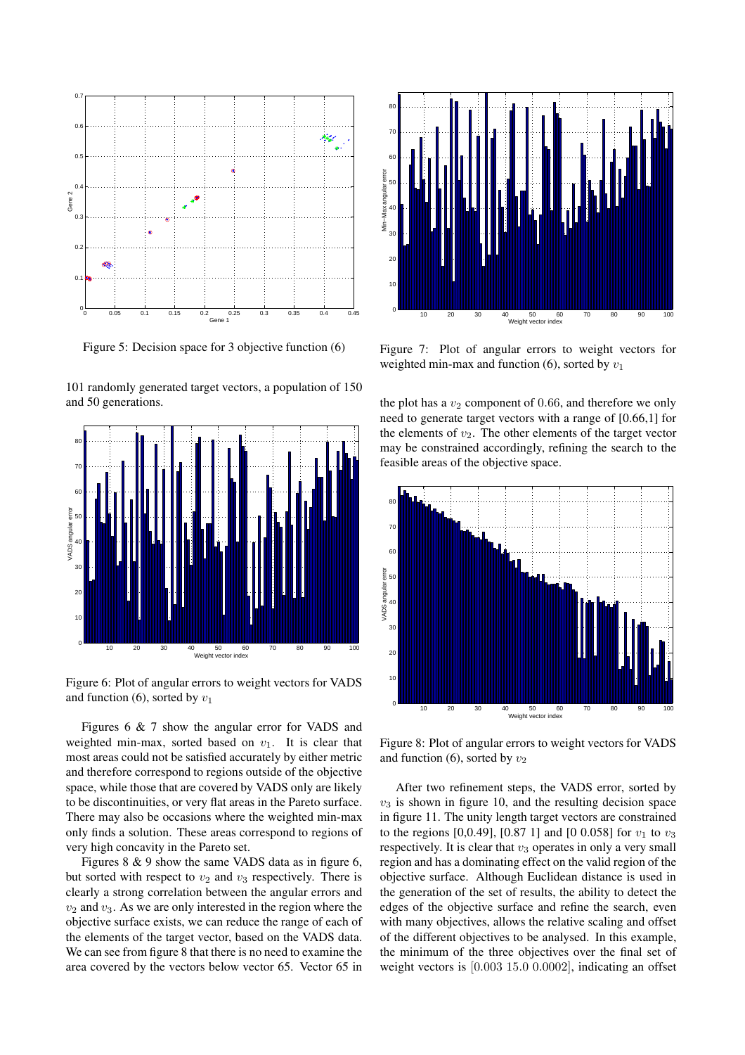Figure 5: Decision space for 3 objective function (6)

101 randomly generated target vectors, a population of 150 and 50 generations.

Figure 6: Plot of angular errors to weight vectors for VADS and function (6), sorted by $v_1$

Figures 6 & 7 show the angular error for VADS and weighted min-max, sorted based on $v_1$. It is clear that most areas could not be satisfied accurately by either metric and therefore correspond to regions outside of the objective space, while those that are covered by VADS only are likely to be discontinuities, or very flat areas in the Pareto surface. There may also be occasions where the weighted min-max only finds a solution. These areas correspond to regions of very high concavity in the Pareto set.

Figures 8 & 9 show the same VADS data as in figure 6, but sorted with respect to $v_2$ and $v_3$ respectively. There is clearly a strong correlation between the angular errors and $v_2$ and $v_3$. As we are only interested in the region where the objective surface exists, we can reduce the range of each of the elements of the target vector, based on the VADS data. We can see from figure 8 that there is no need to examine the area covered by the vectors below vector 65. Vector 65 in

Figure 7: Plot of angular errors to weight vectors for weighted min-max and function (6), sorted by $v_1$

the plot has a $v_2$ component of $0.66$, and therefore we only need to generate target vectors with a range of [0.66,1] for the elements of $v_2$. The other elements of the target vector may be constrained accordingly, refining the search to the feasible areas of the objective space.

Figure 8: Plot of angular errors to weight vectors for VADS and function (6), sorted by $v_2$

After two refinement steps, the VADS error, sorted by $v_3$ is shown in figure 10, and the resulting decision space in figure 11. The unity length target vectors are constrained to the regions [0,0.49], [0.87 1] and [0 0.058] for $v_1$ to $v_3$ respectively. It is clear that $v_3$ operates in only a very small region and has a dominating effect on the valid region of the objective surface. Although Euclidean distance is used in the generation of the set of results, the ability to detect the edges of the objective surface and refine the search, even with many objectives, allows the relative scaling and offset of the different objectives to be analysed. In this example, the minimum of the three objectives over the final set of weight vectors is $[0.003\ 15.0\ 0.0002]$, indicating an offset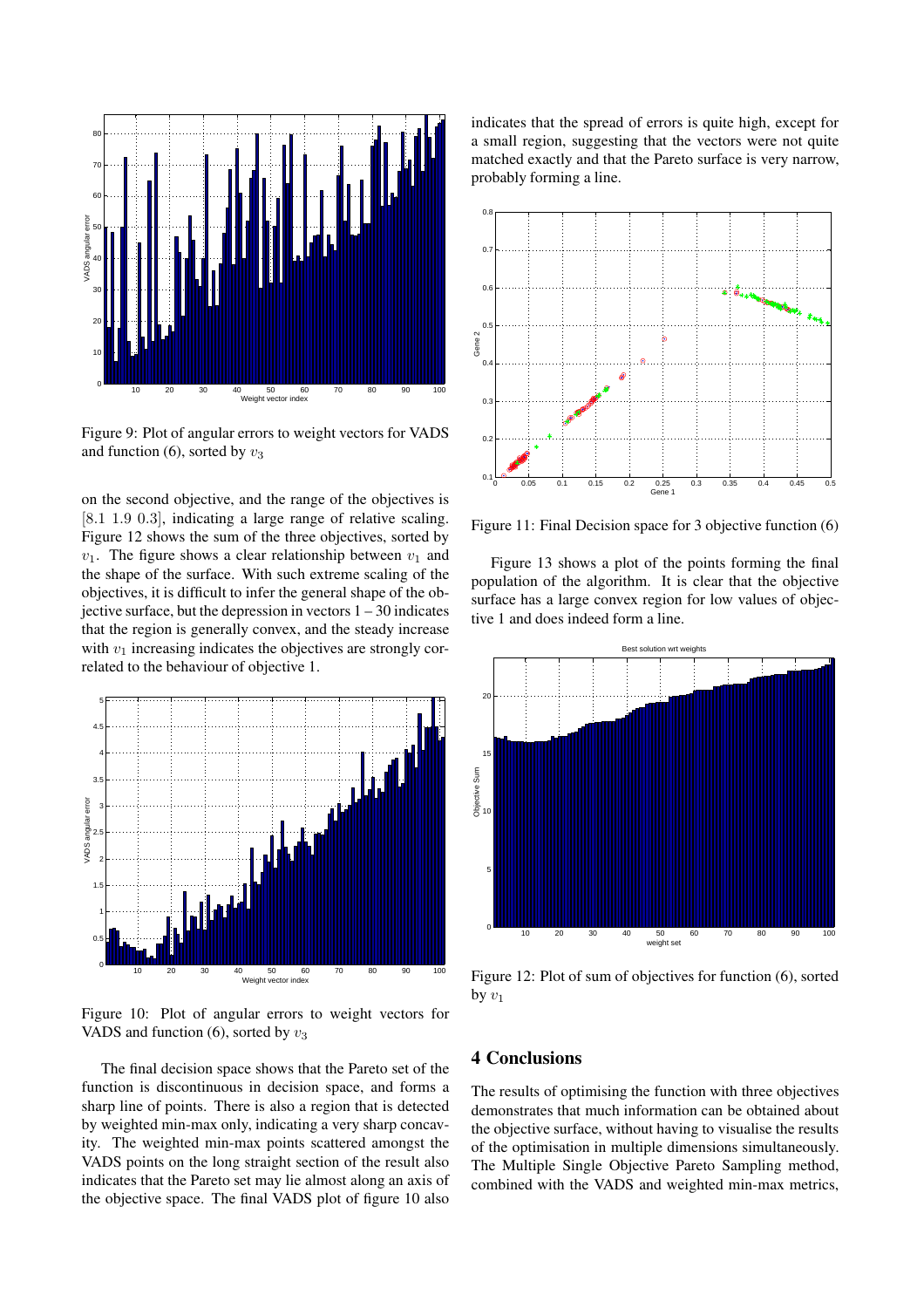Figure 9: Plot of angular errors to weight vectors for VADS and function (6), sorted by $v_3$

on the second objective, and the range of the objectives is $[8.1\ 1.9\ 0.3]$, indicating a large range of relative scaling. Figure 12 shows the sum of the three objectives, sorted by $v_1$. The figure shows a clear relationship between $v_1$ and the shape of the surface. With such extreme scaling of the objectives, it is difficult to infer the general shape of the objective surface, but the depression in vectors 1 – 30 indicates that the region is generally convex, and the steady increase with $v_1$ increasing indicates the objectives are strongly correlated to the behaviour of objective 1.

Figure 10: Plot of angular errors to weight vectors for VADS and function (6), sorted by $v_3$

The final decision space shows that the Pareto set of the function is discontinuous in decision space, and forms a sharp line of points. There is also a region that is detected by weighted min-max only, indicating a very sharp concavity. The weighted min-max points scattered amongst the VADS points on the long straight section of the result also indicates that the Pareto set may lie almost along an axis of the objective space. The final VADS plot of figure 10 also indicates that the spread of errors is quite high, except for a small region, suggesting that the vectors were not quite matched exactly and that the Pareto surface is very narrow, probably forming a line.

Figure 11: Final Decision space for 3 objective function (6)

Figure 13 shows a plot of the points forming the final population of the algorithm. It is clear that the objective surface has a large convex region for low values of objective 1 and does indeed form a line.

Figure 12: Plot of sum of objectives for function (6), sorted by $v_1$

## 4 Conclusions

The results of optimising the function with three objectives demonstrates that much information can be obtained about the objective surface, without having to visualise the results of the optimisation in multiple dimensions simultaneously. The Multiple Single Objective Pareto Sampling method, combined with the VADS and weighted min-max metrics,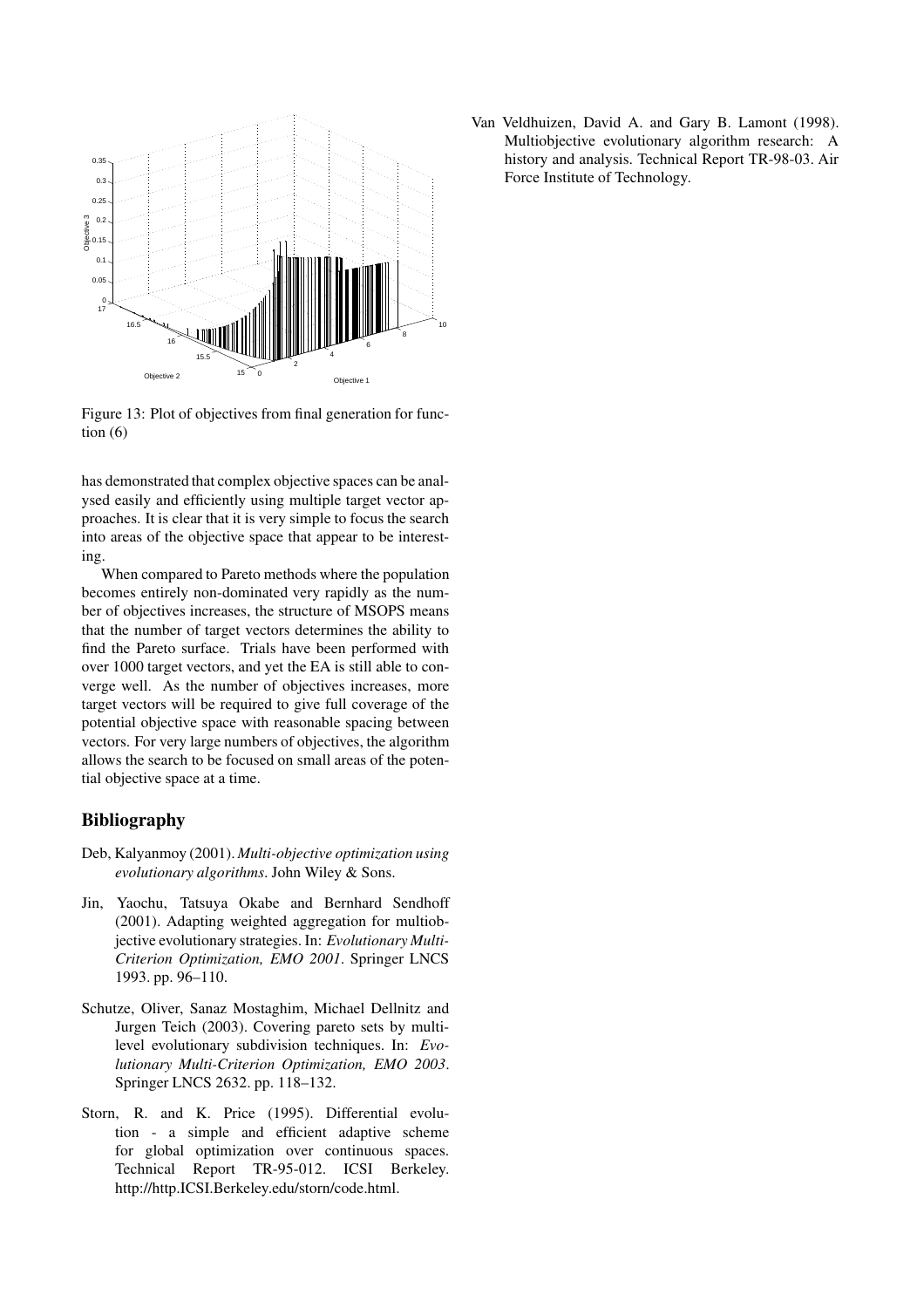0.35
0.3
0.25
0.2
0.15
0.1
0.05
0
Objective 3
17
16.5
16
15.5
15
Objective 2
0
2
4
6
8
10
Objective 1

Figure 13: Plot of objectives from final generation for function (6)

has demonstrated that complex objective spaces can be analysed easily and efficiently using multiple target vector approaches. It is clear that it is very simple to focus the search into areas of the objective space that appear to be interesting.

When compared to Pareto methods where the population becomes entirely non-dominated very rapidly as the number of objectives increases, the structure of MSOPS means that the number of target vectors determines the ability to find the Pareto surface. Trials have been performed with over 1000 target vectors, and yet the EA is still able to converge well. As the number of objectives increases, more target vectors will be required to give full coverage of the potential objective space with reasonable spacing between vectors. For very large numbers of objectives, the algorithm allows the search to be focused on small areas of the potential objective space at a time.

## Bibliography

Deb, Kalyanmoy (2001). *Multi-objective optimization using evolutionary algorithms*. John Wiley & Sons.

Jin, Yaochu, Tatsuya Okabe and Bernhard Sendhoff (2001). Adapting weighted aggregation for multiobjective evolutionary strategies. In: *Evolutionary Multi-Criterion Optimization, EMO 2001*. Springer LNCS 1993. pp. 96–110.

Schutze, Oliver, Sanaz Mostaghim, Michael Dellnitz and Jurgen Teich (2003). Covering pareto sets by multilevel evolutionary subdivision techniques. In: *Evolutionary Multi-Criterion Optimization, EMO 2003*. Springer LNCS 2632. pp. 118–132.

Storn, R. and K. Price (1995). Differential evolution - a simple and efficient adaptive scheme for global optimization over continuous spaces. Technical Report TR-95-012. ICSI Berkeley. http://http.ICSI.Berkeley.edu/storn/code.html.

Van Veldhuizen, David A. and Gary B. Lamont (1998). Multiobjective evolutionary algorithm research: A history and analysis. Technical Report TR-98-03. Air Force Institute of Technology.